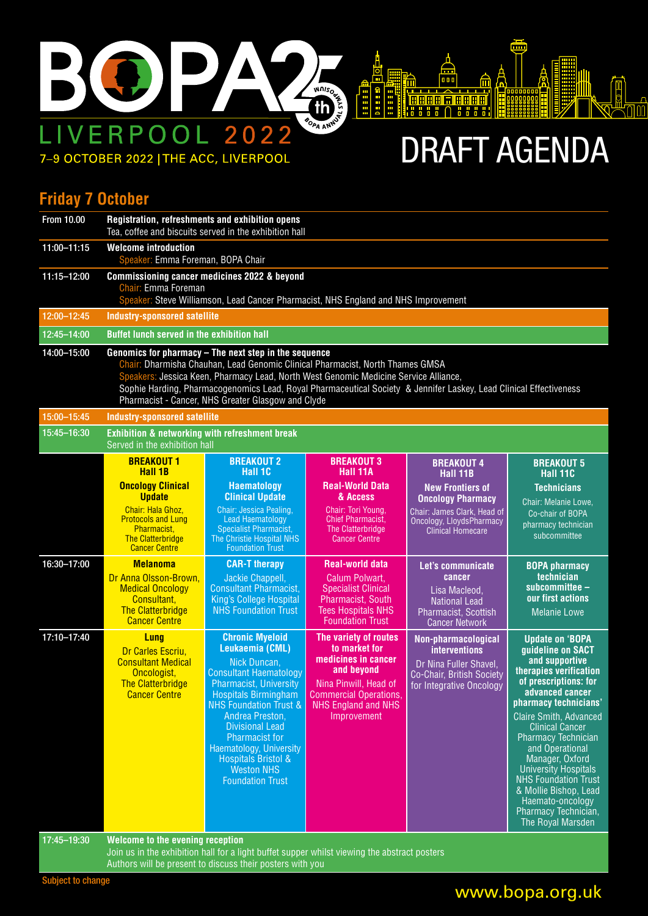# BOPA 25th Annual Symposium

LIVERPOOL 2022

7–9 OCTOBER 2022 | THE ACC, LIVERPOOL

# DRAFT AGENDA

## Friday 7 October

| Time | Session |
|---|---|
| From 10.00 | **Registration, refreshments and exhibition opens**<br>Tea, coffee and biscuits served in the exhibition hall |
| 11:00–11:15 | **Welcome introduction**<br>Speaker: Emma Foreman, BOPA Chair |
| 11:15–12:00 | **Commissioning cancer medicines 2022 & beyond**<br>Chair: Emma Foreman<br>Speaker: Steve Williamson, Lead Cancer Pharmacist, NHS England and NHS Improvement |
| 12:00–12:45 | **Industry-sponsored satellite** |
| 12:45–14:00 | **Buffet lunch served in the exhibition hall** |
| 14:00–15:00 | **Genomics for pharmacy – The next step in the sequence**<br>Chair: Dharmisha Chauhan, Lead Genomic Clinical Pharmacist, North Thames GMSA<br>Speakers: Jessica Keen, Pharmacy Lead, North West Genomic Medicine Service Alliance, Sophie Harding, Pharmacogenomics Lead, Royal Pharmaceutical Society & Jennifer Laskey, Lead Clinical Effectiveness Pharmacist - Cancer, NHS Greater Glasgow and Clyde |
| 15:00–15:45 | **Industry-sponsored satellite** |
| 15:45–16:30 | **Exhibition & networking with refreshment break**<br>Served in the exhibition hall |

| | BREAKOUT 1 Hall 1B | BREAKOUT 2 Hall 1C | BREAKOUT 3 Hall 11A | BREAKOUT 4 Hall 11B | BREAKOUT 5 Hall 11C |
|---|---|---|---|---|---|
| | **Oncology Clinical Update**<br>Chair: Hala Ghoz, Protocols and Lung Pharmacist, The Clatterbridge Cancer Centre | **Haematology Clinical Update**<br>Chair: Jessica Pealing, Lead Haematology Specialist Pharmacist, The Christie Hospital NHS Foundation Trust | **Real-World Data & Access**<br>Chair: Tori Young, Chief Pharmacist, The Clatterbridge Cancer Centre | **New Frontiers of Oncology Pharmacy**<br>Chair: James Clark, Head of Oncology, LloydsPharmacy Clinical Homecare | **Technicians**<br>Chair: Melanie Lowe, Co-chair of BOPA pharmacy technician subcommittee |
| 16:30–17:00 | **Melanoma**<br>Dr Anna Olsson-Brown, Medical Oncology Consultant, The Clatterbridge Cancer Centre | **CAR-T therapy**<br>Jackie Chappell, Consultant Pharmacist, King's College Hospital NHS Foundation Trust | **Real-world data**<br>Calum Polwart, Specialist Clinical Pharmacist, South Tees Hospitals NHS Foundation Trust | **Let's communicate cancer**<br>Lisa Macleod, National Lead Pharmacist, Scottish Cancer Network | **BOPA pharmacy technician subcommittee – our first actions**<br>Melanie Lowe |
| 17:10–17:40 | **Lung**<br>Dr Carles Escriu, Consultant Medical Oncologist, The Clatterbridge Cancer Centre | **Chronic Myeloid Leukaemia (CML)**<br>Nick Duncan, Consultant Haematology Pharmacist, University Hospitals Birmingham NHS Foundation Trust & Andrea Preston, Divisional Lead Pharmacist for Haematology, University Hospitals Bristol & Weston NHS Foundation Trust | **The variety of routes to market for medicines in cancer and beyond**<br>Nina Pinwill, Head of Commercial Operations, NHS England and NHS Improvement | **Non-pharmacological interventions**<br>Dr Nina Fuller Shavel, Co-Chair, British Society for Integrative Oncology | **Update on 'BOPA guideline on SACT and supportive therapies verification of prescriptions: for advanced cancer pharmacy technicians'**<br>Claire Smith, Advanced Clinical Cancer Pharmacy Technician and Operational Manager, Oxford University Hospitals NHS Foundation Trust & Mollie Bishop, Lead Haemato-oncology Pharmacy Technician, The Royal Marsden |

| Time | Session |
|---|---|
| 17:45–19:30 | **Welcome to the evening reception**<br>Join us in the exhibition hall for a light buffet supper whilst viewing the abstract posters<br>Authors will be present to discuss their posters with you |

Subject to change

www.bopa.org.uk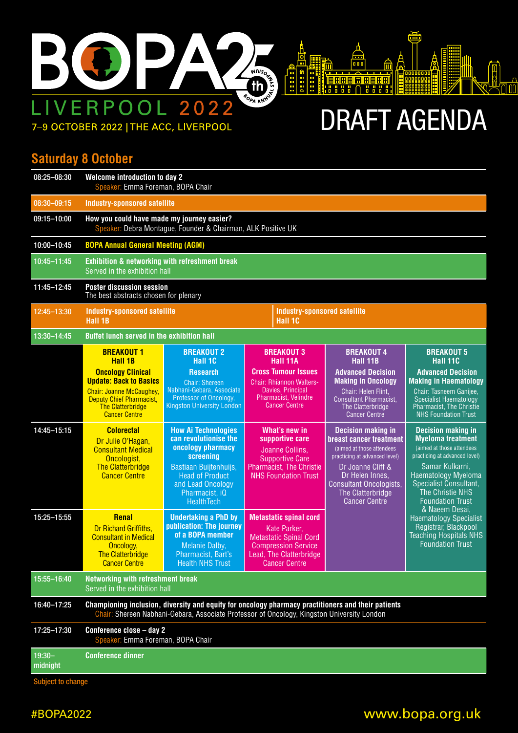# BOPA 25th Anniversary Symposium — LIVERPOOL 2022

7–9 OCTOBER 2022 | THE ACC, LIVERPOOL

# DRAFT AGENDA

## Saturday 8 October

| Time | Session |
|---|---|
| 08:25–08:30 | **Welcome introduction to day 2**<br>Speaker: Emma Foreman, BOPA Chair |
| 08:30–09:15 | **Industry-sponsored satellite** |
| 09:15–10:00 | **How you could have made my journey easier?**<br>Speaker: Debra Montague, Founder & Chairman, ALK Positive UK |
| 10:00–10:45 | **BOPA Annual General Meeting (AGM)** |
| 10:45–11:45 | **Exhibition & networking with refreshment break**<br>Served in the exhibition hall |
| 11:45–12:45 | **Poster discussion session**<br>The best abstracts chosen for plenary |
| 12:45–13:30 | **Industry-sponsored satellite** Hall 1B / **Industry-sponsored satellite** Hall 1C |
| 13:30–14:45 | **Buffet lunch served in the exhibition hall** |

| Time | BREAKOUT 1 Hall 1B | BREAKOUT 2 Hall 1C | BREAKOUT 3 Hall 11A | BREAKOUT 4 Hall 11B | BREAKOUT 5 Hall 11C |
|---|---|---|---|---|---|
| | **Oncology Clinical Update: Back to Basics**<br>Chair: Joanne McCaughey, Deputy Chief Pharmacist, The Clatterbridge Cancer Centre | **Research**<br>Chair: Shereen Nabhani-Gebara, Associate Professor of Oncology, Kingston University London | **Cross Tumour Issues**<br>Chair: Rhiannon Walters-Davies, Principal Pharmacist, Velindre Cancer Centre | **Advanced Decision Making in Oncology**<br>Chair: Helen Flint, Consultant Pharmacist, The Clatterbridge Cancer Centre | **Advanced Decision Making in Haematology**<br>Chair: Tasneem Ganijee, Specialist Haematology Pharmacist, The Christie NHS Foundation Trust |
| 14:45–15:15 | **Colorectal**<br>Dr Julie O'Hagan, Consultant Medical Oncologist, The Clatterbridge Cancer Centre | **How Ai Technologies can revolutionise the oncology pharmacy screening**<br>Bastiaan Buijtenhuijs, Head of Product and Lead Oncology Pharmacist, iQ HealthTech | **What's new in supportive care**<br>Joanne Collins, Supportive Care Pharmacist, The Christie NHS Foundation Trust | **Decision making in breast cancer treatment**<br>(aimed at those attendees practicing at advanced level)<br>Dr Joanne Cliff & Dr Helen Innes, Consultant Oncologists, The Clatterbridge Cancer Centre | **Decision making in Myeloma treatment**<br>(aimed at those attendees practicing at advanced level)<br>Samar Kulkarni, Haematology Myeloma Specialist Consultant, The Christie NHS Foundation Trust & Naeem Desai, Haematology Specialist Registrar, Blackpool Teaching Hospitals NHS Foundation Trust |
| 15:25–15:55 | **Renal**<br>Dr Richard Griffiths, Consultant in Medical Oncology, The Clatterbridge Cancer Centre | **Undertaking a PhD by publication: The journey of a BOPA member**<br>Melanie Dalby, Pharmacist, Bart's Health NHS Trust | **Metastatic spinal cord**<br>Kate Parker, Metastatic Spinal Cord Compression Service Lead, The Clatterbridge Cancer Centre | | |

| Time | Session |
|---|---|
| 15:55–16:40 | **Networking with refreshment break**<br>Served in the exhibition hall |
| 16:40–17:25 | **Championing inclusion, diversity and equity for oncology pharmacy practitioners and their patients**<br>Chair: Shereen Nabhani-Gebara, Associate Professor of Oncology, Kingston University London |
| 17:25–17:30 | **Conference close – day 2**<br>Speaker: Emma Foreman, BOPA Chair |
| 19:30–midnight | **Conference dinner** |

Subject to change

#BOPA2022 www.bopa.org.uk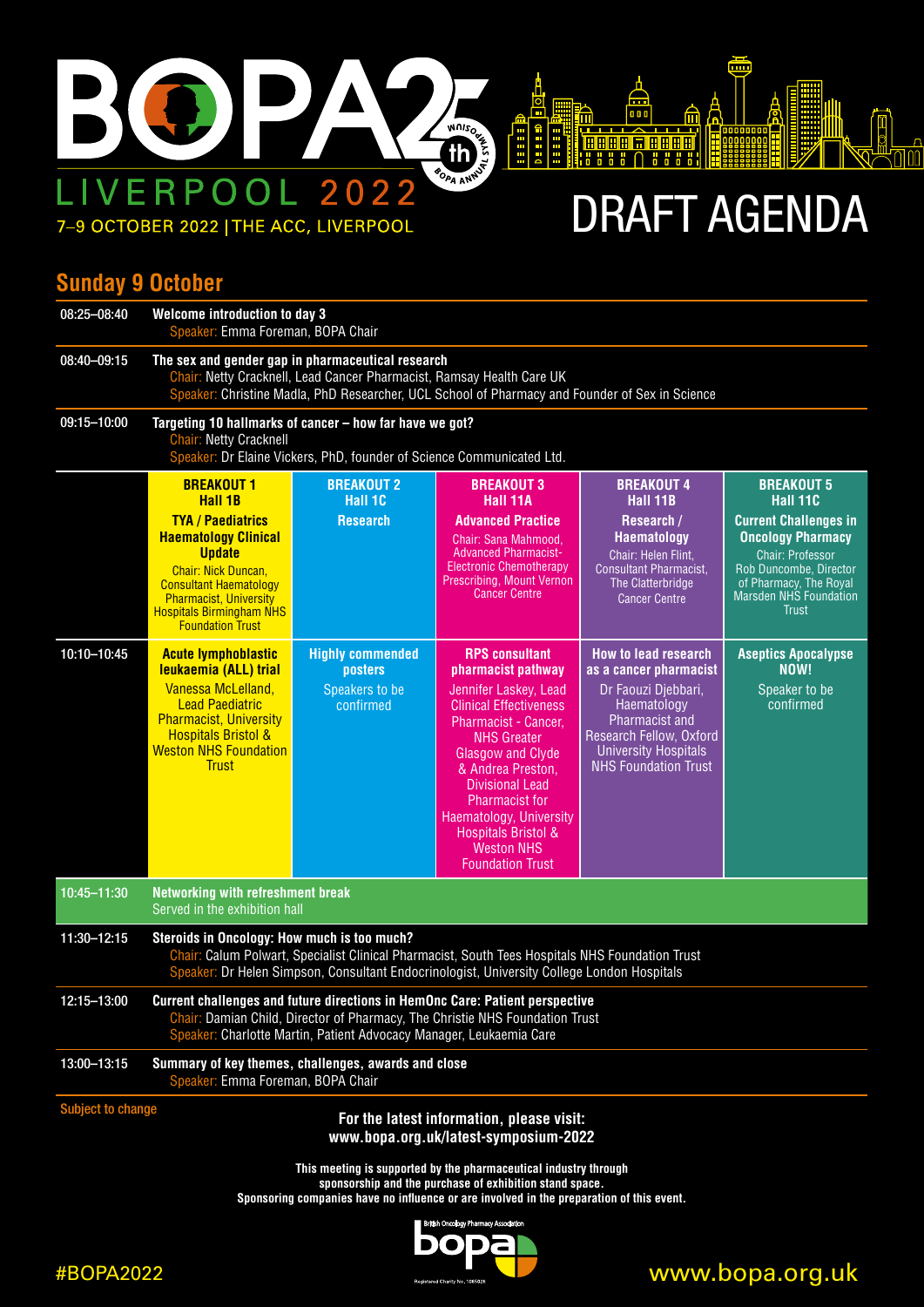# BOPA 25th Annual Symposium — LIVERPOOL 2022

7–9 OCTOBER 2022 | THE ACC, LIVERPOOL

# DRAFT AGENDA

## Sunday 9 October

**08:25–08:40** **Welcome introduction to day 3**
Speaker: Emma Foreman, BOPA Chair

**08:40–09:15** **The sex and gender gap in pharmaceutical research**
Chair: Netty Cracknell, Lead Cancer Pharmacist, Ramsay Health Care UK
Speaker: Christine Madla, PhD Researcher, UCL School of Pharmacy and Founder of Sex in Science

**09:15–10:00** **Targeting 10 hallmarks of cancer – how far have we got?**
Chair: Netty Cracknell
Speaker: Dr Elaine Vickers, PhD, founder of Science Communicated Ltd.

| | BREAKOUT 1 Hall 1B | BREAKOUT 2 Hall 1C | BREAKOUT 3 Hall 11A | BREAKOUT 4 Hall 11B | BREAKOUT 5 Hall 11C |
|---|---|---|---|---|---|
| | **TYA / Paediatrics Haematology Clinical Update** Chair: Nick Duncan, Consultant Haematology Pharmacist, University Hospitals Birmingham NHS Foundation Trust | **Research** | **Advanced Practice** Chair: Sana Mahmood, Advanced Pharmacist-Electronic Chemotherapy Prescribing, Mount Vernon Cancer Centre | **Research / Haematology** Chair: Helen Flint, Consultant Pharmacist, The Clatterbridge Cancer Centre | **Current Challenges in Oncology Pharmacy** Chair: Professor Rob Duncombe, Director of Pharmacy, The Royal Marsden NHS Foundation Trust |
| 10:10–10:45 | **Acute lymphoblastic leukaemia (ALL) trial** Vanessa McLelland, Lead Paediatric Pharmacist, University Hospitals Bristol & Weston NHS Foundation Trust | **Highly commended posters** Speakers to be confirmed | **RPS consultant pharmacist pathway** Jennifer Laskey, Lead Clinical Effectiveness Pharmacist - Cancer, NHS Greater Glasgow and Clyde & Andrea Preston, Divisional Lead Pharmacist for Haematology, University Hospitals Bristol & Weston NHS Foundation Trust | **How to lead research as a cancer pharmacist** Dr Faouzi Djebbari, Haematology Pharmacist and Research Fellow, Oxford University Hospitals NHS Foundation Trust | **Aseptics Apocalypse NOW!** Speaker to be confirmed |

**10:45–11:30** **Networking with refreshment break**
Served in the exhibition hall

**11:30–12:15** **Steroids in Oncology: How much is too much?**
Chair: Calum Polwart, Specialist Clinical Pharmacist, South Tees Hospitals NHS Foundation Trust
Speaker: Dr Helen Simpson, Consultant Endocrinologist, University College London Hospitals

**12:15–13:00** **Current challenges and future directions in HemOnc Care: Patient perspective**
Chair: Damian Child, Director of Pharmacy, The Christie NHS Foundation Trust
Speaker: Charlotte Martin, Patient Advocacy Manager, Leukaemia Care

**13:00–13:15** **Summary of key themes, challenges, awards and close**
Speaker: Emma Foreman, BOPA Chair

Subject to change

**For the latest information, please visit:**
**www.bopa.org.uk/latest-symposium-2022**

**This meeting is supported by the pharmaceutical industry through sponsorship and the purchase of exhibition stand space.**
**Sponsoring companies have no influence or are involved in the preparation of this event.**

British Oncology Pharmacy Association — bopa
Registered Charity No. 1065828

#BOPA2022

www.bopa.org.uk